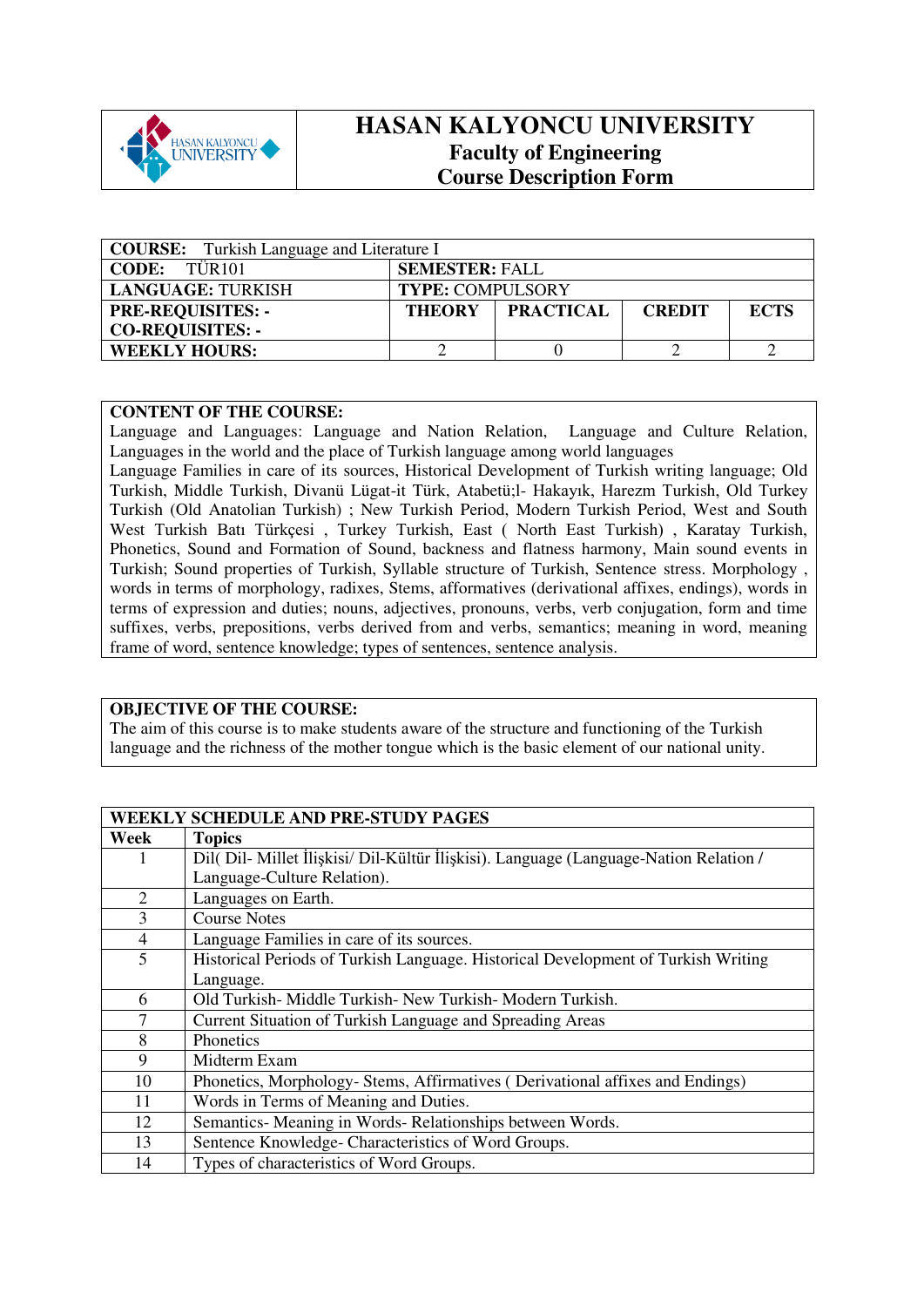# HASAN KALYONCU UNIVERSITY
## Faculty of Engineering
## Course Description Form

| **COURSE:** Turkish Language and Literature I | | | | |
|---|---|---|---|---|
| **CODE:** TÜR101 | **SEMESTER:** FALL | | | |
| **LANGUAGE:** TURKISH | **TYPE:** COMPULSORY | | | |
| **PRE-REQUISITES: -** <br> **CO-REQUISITES: -** | **THEORY** | **PRACTICAL** | **CREDIT** | **ECTS** |
| **WEEKLY HOURS:** | 2 | 0 | 2 | 2 |

**CONTENT OF THE COURSE:**

Language and Languages: Language and Nation Relation, Language and Culture Relation, Languages in the world and the place of Turkish language among world languages
Language Families in care of its sources, Historical Development of Turkish writing language; Old Turkish, Middle Turkish, Divanü Lügat-it Türk, Atabetü;l- Hakayık, Harezm Turkish, Old Turkey Turkish (Old Anatolian Turkish) ; New Turkish Period, Modern Turkish Period, West and South West Turkish Batı Türkçesi , Turkey Turkish, East ( North East Turkish) , Karatay Turkish, Phonetics, Sound and Formation of Sound, backness and flatness harmony, Main sound events in Turkish; Sound properties of Turkish, Syllable structure of Turkish, Sentence stress. Morphology , words in terms of morphology, radixes, Stems, affornatives (derivational affixes, endings), words in terms of expression and duties; nouns, adjectives, pronouns, verbs, verb conjugation, form and time suffixes, verbs, prepositions, verbs derived from and verbs, semantics; meaning in word, meaning frame of word, sentence knowledge; types of sentences, sentence analysis.

**OBJECTIVE OF THE COURSE:**

The aim of this course is to make students aware of the structure and functioning of the Turkish language and the richness of the mother tongue which is the basic element of our national unity.

| **WEEKLY SCHEDULE AND PRE-STUDY PAGES** | |
|---|---|
| **Week** | **Topics** |
| 1 | Dil( Dil- Millet İlişkisi/ Dil-Kültür İlişkisi). Language (Language-Nation Relation / Language-Culture Relation). |
| 2 | Languages on Earth. |
| 3 | Course Notes |
| 4 | Language Families in care of its sources. |
| 5 | Historical Periods of Turkish Language. Historical Development of Turkish Writing Language. |
| 6 | Old Turkish- Middle Turkish- New Turkish- Modern Turkish. |
| 7 | Current Situation of Turkish Language and Spreading Areas |
| 8 | Phonetics |
| 9 | Midterm Exam |
| 10 | Phonetics, Morphology- Stems, Affirmatives ( Derivational affixes and Endings) |
| 11 | Words in Terms of Meaning and Duties. |
| 12 | Semantics- Meaning in Words- Relationships between Words. |
| 13 | Sentence Knowledge- Characteristics of Word Groups. |
| 14 | Types of characteristics of Word Groups. |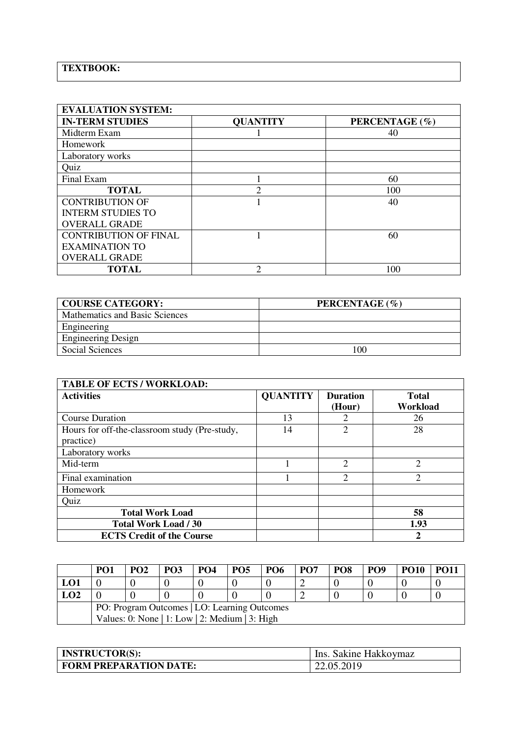| TEXTBOOK: |
|---|

| EVALUATION SYSTEM: | | |
|---|---|---|
| **IN-TERM STUDIES** | **QUANTITY** | **PERCENTAGE (%)** |
| Midterm Exam | 1 | 40 |
| Homework | | |
| Laboratory works | | |
| Quiz | | |
| Final Exam | 1 | 60 |
| **TOTAL** | 2 | 100 |
| CONTRIBUTION OF INTERM STUDIES TO OVERALL GRADE | 1 | 40 |
| CONTRIBUTION OF FINAL EXAMINATION TO OVERALL GRADE | 1 | 60 |
| **TOTAL** | 2 | 100 |

| COURSE CATEGORY: | PERCENTAGE (%) |
|---|---|
| Mathematics and Basic Sciences | |
| Engineering | |
| Engineering Design | |
| Social Sciences | 100 |

| TABLE OF ECTS / WORKLOAD: | | | |
|---|---|---|---|
| **Activities** | **QUANTITY** | **Duration (Hour)** | **Total Workload** |
| Course Duration | 13 | 2 | 26 |
| Hours for off-the-classroom study (Pre-study, practice) | 14 | 2 | 28 |
| Laboratory works | | | |
| Mid-term | 1 | 2 | 2 |
| Final examination | 1 | 2 | 2 |
| Homework | | | |
| Quiz | | | |
| **Total Work Load** | | | **58** |
| **Total Work Load / 30** | | | **1.93** |
| **ECTS Credit of the Course** | | | **2** |

| | PO1 | PO2 | PO3 | PO4 | PO5 | PO6 | PO7 | PO8 | PO9 | PO10 | PO11 |
|---|---|---|---|---|---|---|---|---|---|---|---|
| **LO1** | 0 | 0 | 0 | 0 | 0 | 0 | 2 | 0 | 0 | 0 | 0 |
| **LO2** | 0 | 0 | 0 | 0 | 0 | 0 | 2 | 0 | 0 | 0 | 0 |
| | PO: Program Outcomes \| LO: Learning Outcomes<br>Values: 0: None \| 1: Low \| 2: Medium \| 3: High | | | | | | | | | | |

| INSTRUCTOR(S): | Ins. Sakine Hakkoymaz |
|---|---|
| **FORM PREPARATION DATE:** | 22.05.2019 |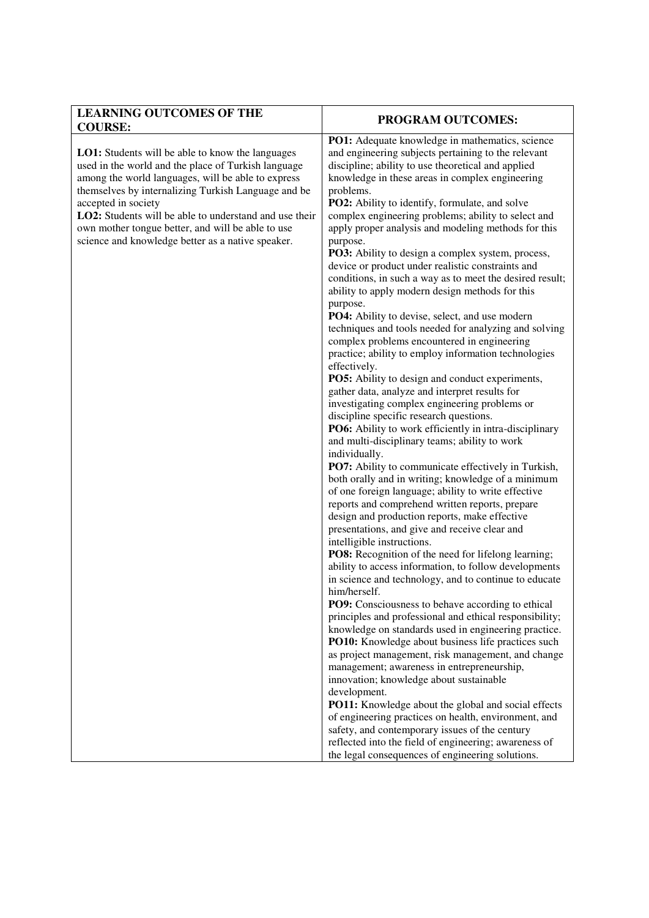| LEARNING OUTCOMES OF THE COURSE: | PROGRAM OUTCOMES: |
|---|---|
| **LO1:** Students will be able to know the languages used in the world and the place of Turkish language among the world languages, will be able to express themselves by internalizing Turkish Language and be accepted in society<br>**LO2:** Students will be able to understand and use their own mother tongue better, and will be able to use science and knowledge better as a native speaker. | **PO1:** Adequate knowledge in mathematics, science and engineering subjects pertaining to the relevant discipline; ability to use theoretical and applied knowledge in these areas in complex engineering problems.<br>**PO2:** Ability to identify, formulate, and solve complex engineering problems; ability to select and apply proper analysis and modeling methods for this purpose.<br>**PO3:** Ability to design a complex system, process, device or product under realistic constraints and conditions, in such a way as to meet the desired result; ability to apply modern design methods for this purpose.<br>**PO4:** Ability to devise, select, and use modern techniques and tools needed for analyzing and solving complex problems encountered in engineering practice; ability to employ information technologies effectively.<br>**PO5:** Ability to design and conduct experiments, gather data, analyze and interpret results for investigating complex engineering problems or discipline specific research questions.<br>**PO6:** Ability to work efficiently in intra-disciplinary and multi-disciplinary teams; ability to work individually.<br>**PO7:** Ability to communicate effectively in Turkish, both orally and in writing; knowledge of a minimum of one foreign language; ability to write effective reports and comprehend written reports, prepare design and production reports, make effective presentations, and give and receive clear and intelligible instructions.<br>**PO8:** Recognition of the need for lifelong learning; ability to access information, to follow developments in science and technology, and to continue to educate him/herself.<br>**PO9:** Consciousness to behave according to ethical principles and professional and ethical responsibility; knowledge on standards used in engineering practice.<br>**PO10:** Knowledge about business life practices such as project management, risk management, and change management; awareness in entrepreneurship, innovation; knowledge about sustainable development.<br>**PO11:** Knowledge about the global and social effects of engineering practices on health, environment, and safety, and contemporary issues of the century reflected into the field of engineering; awareness of the legal consequences of engineering solutions. |